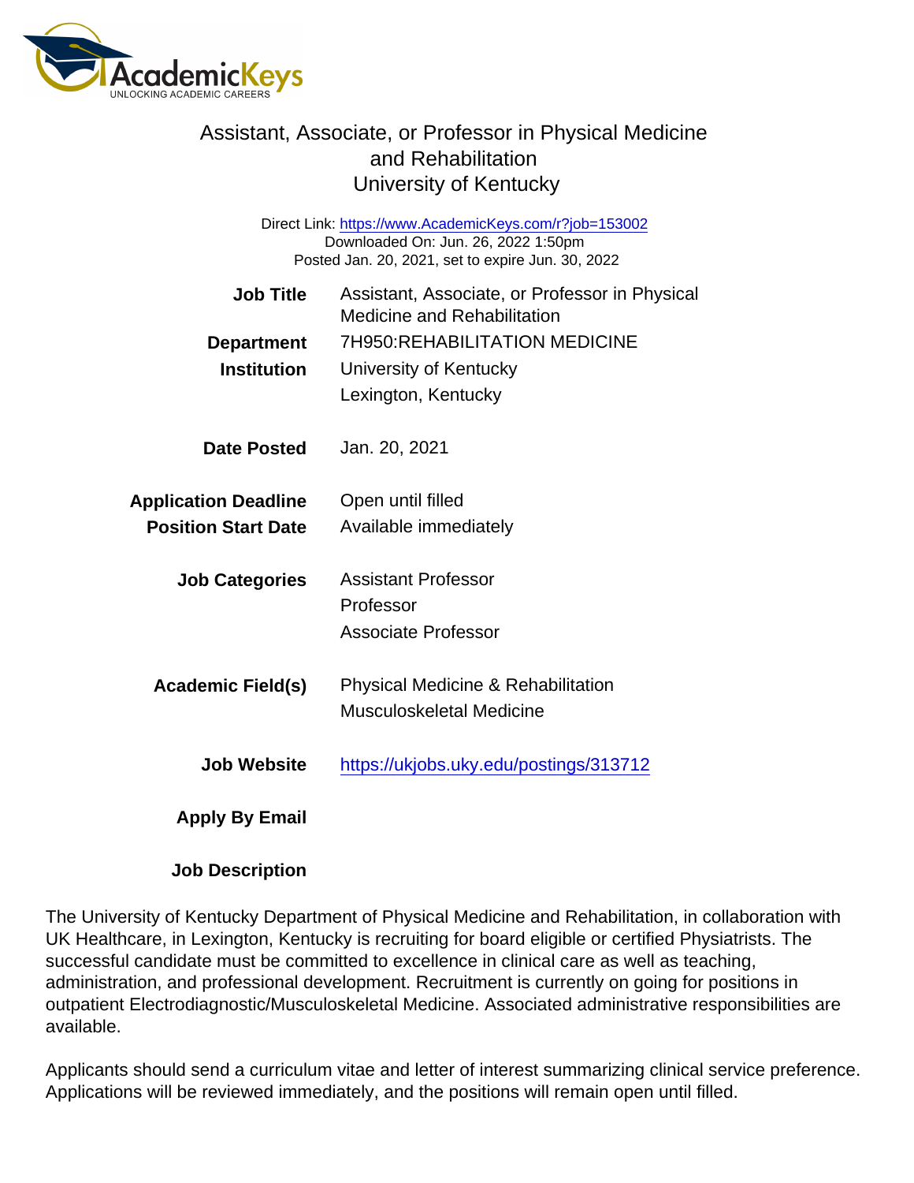AcademicKeys
UNLOCKING ACADEMIC CAREERS

# Assistant, Associate, or Professor in Physical Medicine and Rehabilitation
## University of Kentucky

Direct Link: https://www.AcademicKeys.com/r?job=153002
Downloaded On: Jun. 26, 2022 1:50pm
Posted Jan. 20, 2021, set to expire Jun. 30, 2022

| | |
|---|---|
| **Job Title** | Assistant, Associate, or Professor in Physical Medicine and Rehabilitation |
| **Department** | 7H950:REHABILITATION MEDICINE |
| **Institution** | University of Kentucky<br>Lexington, Kentucky |
| **Date Posted** | Jan. 20, 2021 |
| **Application Deadline** | Open until filled |
| **Position Start Date** | Available immediately |
| **Job Categories** | Assistant Professor<br>Professor<br>Associate Professor |
| **Academic Field(s)** | Physical Medicine & Rehabilitation<br>Musculoskeletal Medicine |
| **Job Website** | https://ukjobs.uky.edu/postings/313712 |
| **Apply By Email** | |

**Job Description**

The University of Kentucky Department of Physical Medicine and Rehabilitation, in collaboration with UK Healthcare, in Lexington, Kentucky is recruiting for board eligible or certified Physiatrists. The successful candidate must be committed to excellence in clinical care as well as teaching, administration, and professional development. Recruitment is currently on going for positions in outpatient Electrodiagnostic/Musculoskeletal Medicine. Associated administrative responsibilities are available.

Applicants should send a curriculum vitae and letter of interest summarizing clinical service preference. Applications will be reviewed immediately, and the positions will remain open until filled.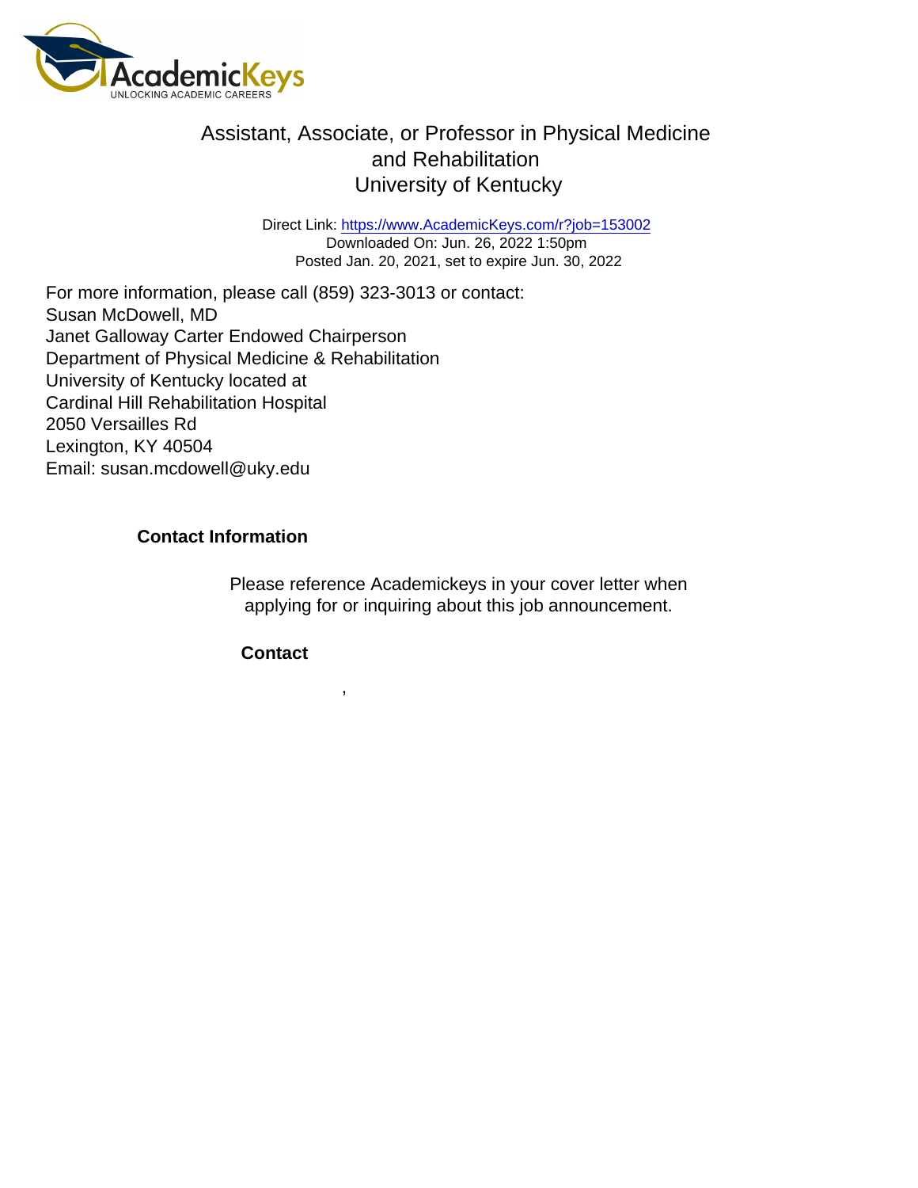Assistant, Associate, or Professor in Physical Medicine and Rehabilitation
University of Kentucky

Direct Link: https://www.AcademicKeys.com/r?job=153002
Downloaded On: Jun. 26, 2022 1:50pm
Posted Jan. 20, 2021, set to expire Jun. 30, 2022

For more information, please call (859) 323-3013 or contact:
Susan McDowell, MD
Janet Galloway Carter Endowed Chairperson
Department of Physical Medicine & Rehabilitation
University of Kentucky located at
Cardinal Hill Rehabilitation Hospital
2050 Versailles Rd
Lexington, KY 40504
Email: susan.mcdowell@uky.edu

**Contact Information**

Please reference Academickeys in your cover letter when applying for or inquiring about this job announcement.

**Contact**

,